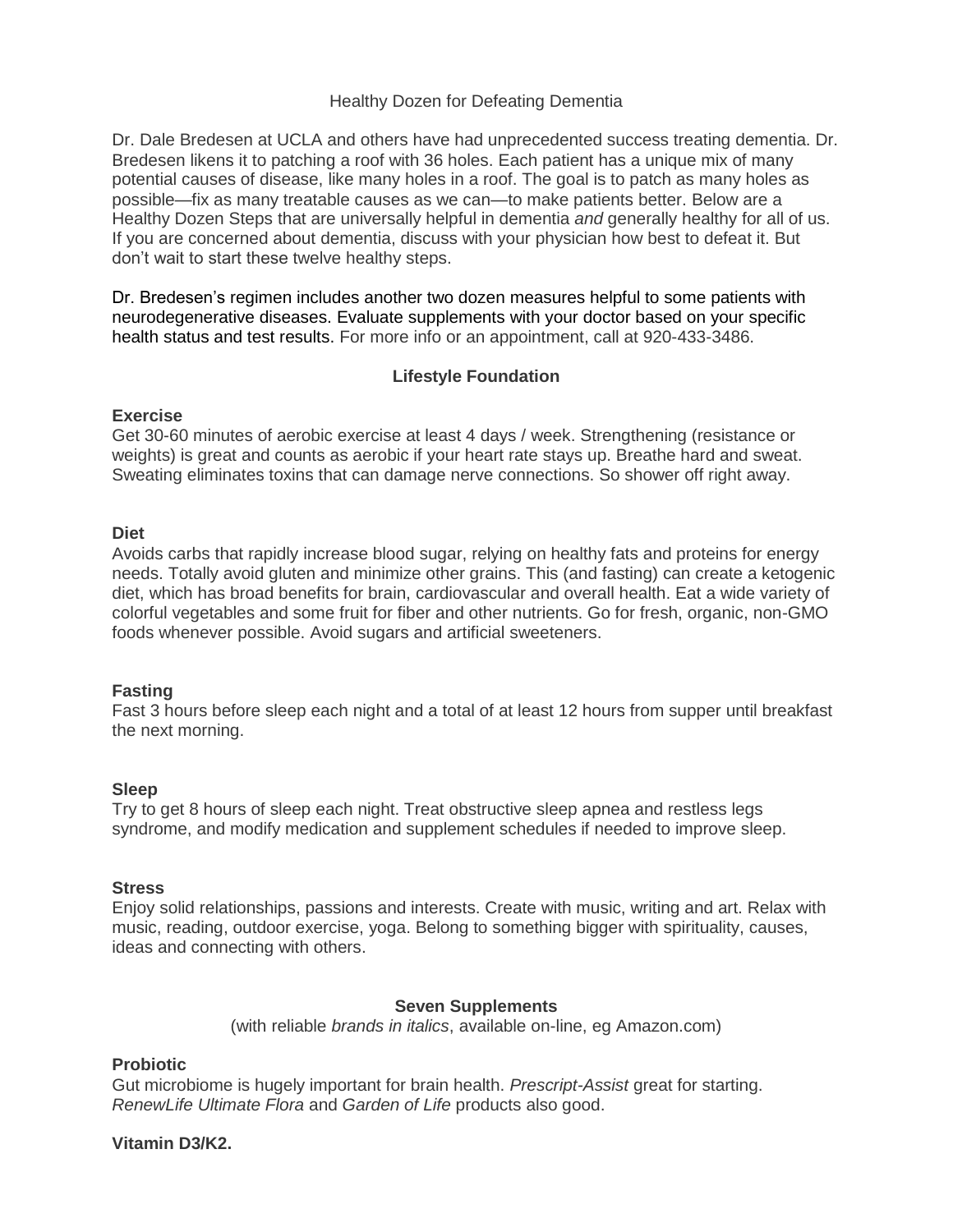# Healthy Dozen for Defeating Dementia

Dr. Dale Bredesen at UCLA and others have had unprecedented success treating dementia. Dr. Bredesen likens it to patching a roof with 36 holes. Each patient has a unique mix of many potential causes of disease, like many holes in a roof. The goal is to patch as many holes as possible—fix as many treatable causes as we can—to make patients better. Below are a Healthy Dozen Steps that are universally helpful in dementia *and* generally healthy for all of us. If you are concerned about dementia, discuss with your physician how best to defeat it. But don't wait to start these twelve healthy steps.

Dr. Bredesen's regimen includes another two dozen measures helpful to some patients with neurodegenerative diseases. Evaluate supplements with your doctor based on your specific health status and test results. For more info or an appointment, call at 920-433-3486.

## Lifestyle Foundation

**Exercise**
Get 30-60 minutes of aerobic exercise at least 4 days / week. Strengthening (resistance or weights) is great and counts as aerobic if your heart rate stays up. Breathe hard and sweat. Sweating eliminates toxins that can damage nerve connections. So shower off right away.

**Diet**
Avoids carbs that rapidly increase blood sugar, relying on healthy fats and proteins for energy needs. Totally avoid gluten and minimize other grains. This (and fasting) can create a ketogenic diet, which has broad benefits for brain, cardiovascular and overall health. Eat a wide variety of colorful vegetables and some fruit for fiber and other nutrients. Go for fresh, organic, non-GMO foods whenever possible. Avoid sugars and artificial sweeteners.

**Fasting**
Fast 3 hours before sleep each night and a total of at least 12 hours from supper until breakfast the next morning.

**Sleep**
Try to get 8 hours of sleep each night. Treat obstructive sleep apnea and restless legs syndrome, and modify medication and supplement schedules if needed to improve sleep.

**Stress**
Enjoy solid relationships, passions and interests. Create with music, writing and art. Relax with music, reading, outdoor exercise, yoga. Belong to something bigger with spirituality, causes, ideas and connecting with others.

## Seven Supplements

(with reliable *brands in italics*, available on-line, eg Amazon.com)

**Probiotic**
Gut microbiome is hugely important for brain health. *Prescript-Assist* great for starting. *RenewLife Ultimate Flora* and *Garden of Life* products also good.

**Vitamin D3/K2.**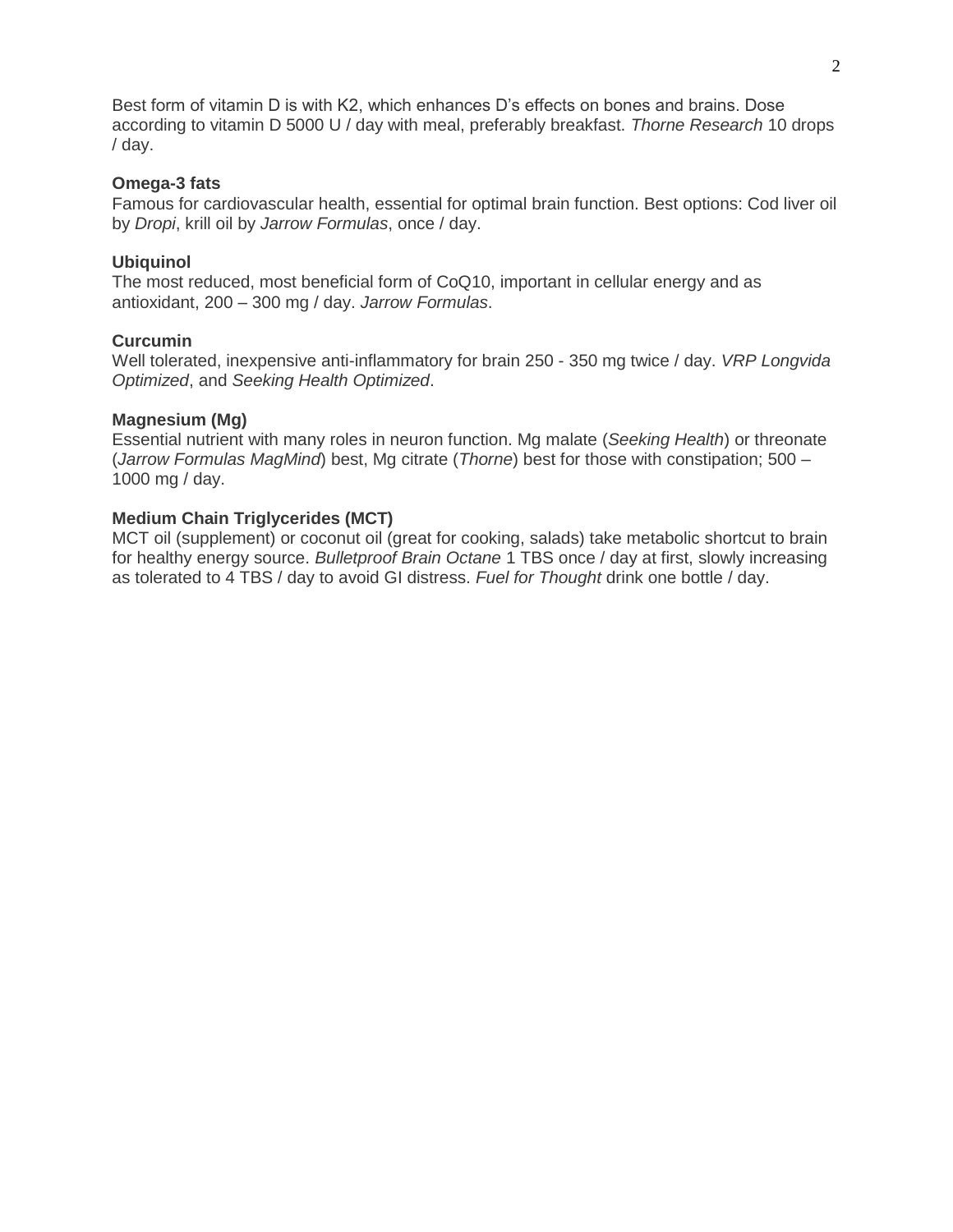Best form of vitamin D is with K2, which enhances D's effects on bones and brains. Dose according to vitamin D 5000 U / day with meal, preferably breakfast. *Thorne Research* 10 drops / day.

**Omega-3 fats**
Famous for cardiovascular health, essential for optimal brain function. Best options: Cod liver oil by *Dropi*, krill oil by *Jarrow Formulas*, once / day.

**Ubiquinol**
The most reduced, most beneficial form of CoQ10, important in cellular energy and as antioxidant, 200 – 300 mg / day. *Jarrow Formulas*.

**Curcumin**
Well tolerated, inexpensive anti-inflammatory for brain 250 - 350 mg twice / day. *VRP Longvida Optimized*, and *Seeking Health Optimized*.

**Magnesium (Mg)**
Essential nutrient with many roles in neuron function. Mg malate (*Seeking Health*) or threonate (*Jarrow Formulas MagMind*) best, Mg citrate (*Thorne*) best for those with constipation; 500 – 1000 mg / day.

**Medium Chain Triglycerides (MCT)**
MCT oil (supplement) or coconut oil (great for cooking, salads) take metabolic shortcut to brain for healthy energy source. *Bulletproof Brain Octane* 1 TBS once / day at first, slowly increasing as tolerated to 4 TBS / day to avoid GI distress. *Fuel for Thought* drink one bottle / day.